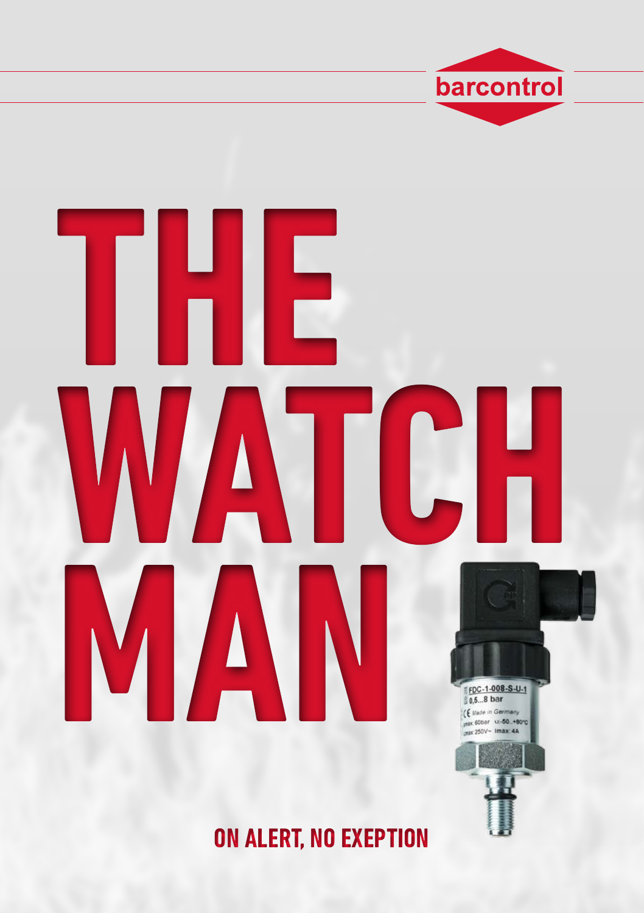barcontrol

# THE WATCH MAN

ON ALERT, NO EXEPTION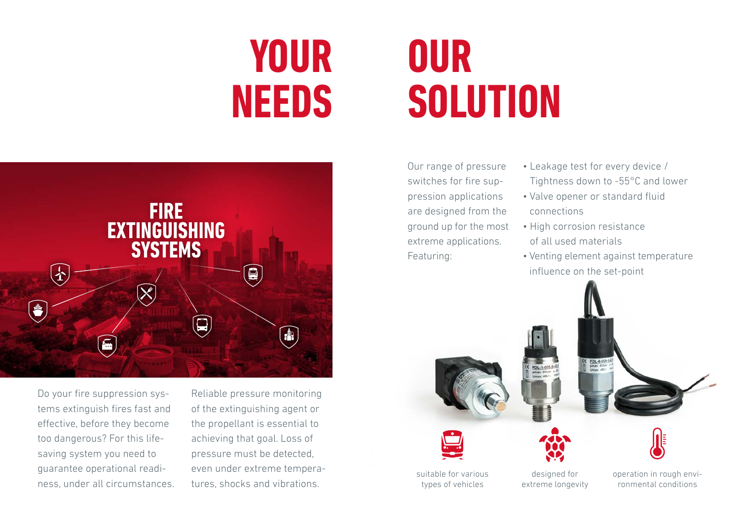# YOUR NEEDS

## FIRE EXTINGUISHING SYSTEMS

Do your fire suppression systems extinguish fires fast and effective, before they become too dangerous? For this life-saving system you need to guarantee operational readiness, under all circumstances.

Reliable pressure monitoring of the extinguishing agent or the propellant is essential to achieving that goal. Loss of pressure must be detected, even under extreme temperatures, shocks and vibrations.

# OUR SOLUTION

Our range of pressure switches for fire suppression applications are designed from the ground up for the most extreme applications. Featuring:

- Leakage test for every device / Tightness down to -55°C and lower
- Valve opener or standard fluid connections
- High corrosion resistance of all used materials
- Venting element against temperature influence on the set-point

suitable for various types of vehicles

designed for extreme longevity

operation in rough environmental conditions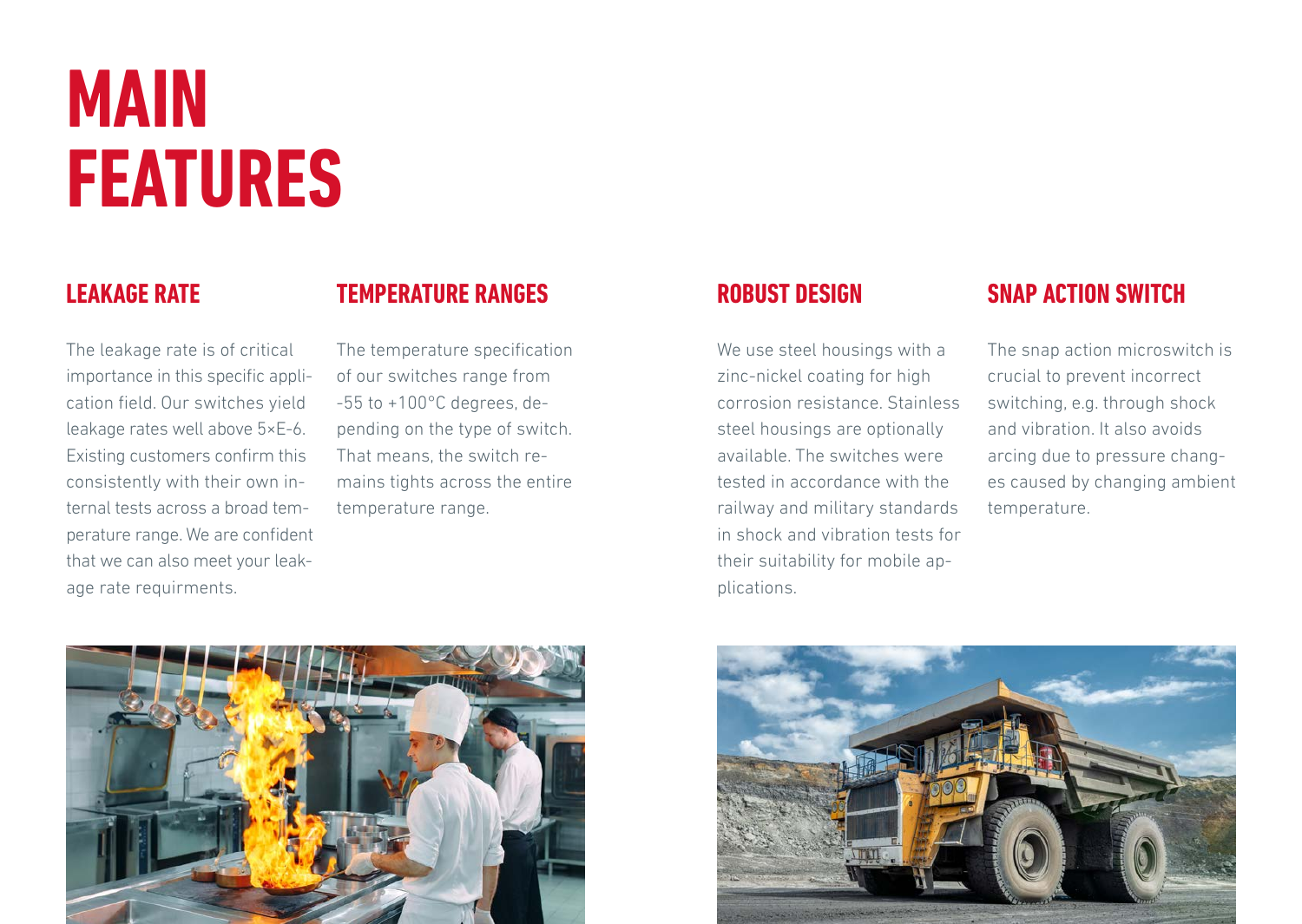# MAIN FEATURES

## LEAKAGE RATE

The leakage rate is of critical importance in this specific application field. Our switches yield leakage rates well above 5×E-6. Existing customers confirm this consistently with their own internal tests across a broad temperature range. We are confident that we can also meet your leakage rate requirments.

## TEMPERATURE RANGES

The temperature specification of our switches range from -55 to +100°C degrees, depending on the type of switch. That means, the switch remains tights across the entire temperature range.

## ROBUST DESIGN

We use steel housings with a zinc-nickel coating for high corrosion resistance. Stainless steel housings are optionally available. The switches were tested in accordance with the railway and military standards in shock and vibration tests for their suitability for mobile applications.

## SNAP ACTION SWITCH

The snap action microswitch is crucial to prevent incorrect switching, e.g. through shock and vibration. It also avoids arcing due to pressure changes caused by changing ambient temperature.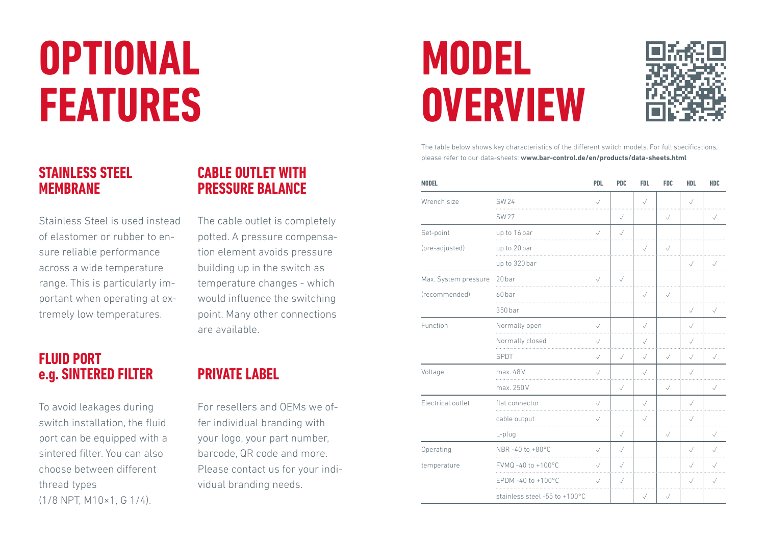# OPTIONAL FEATURES

## STAINLESS STEEL MEMBRANE

Stainless Steel is used instead of elastomer or rubber to ensure reliable performance across a wide temperature range. This is particularly important when operating at extremely low temperatures.

## CABLE OUTLET WITH PRESSURE BALANCE

The cable outlet is completely potted. A pressure compensation element avoids pressure building up in the switch as temperature changes - which would influence the switching point. Many other connections are available.

## FLUID PORT e.g. SINTERED FILTER

To avoid leakages during switch installation, the fluid port can be equipped with a sintered filter. You can also choose between different thread types (1/8 NPT, M10×1, G 1/4).

## PRIVATE LABEL

For resellers and OEMs we offer individual branding with your logo, your part number, barcode, QR code and more. Please contact us for your individual branding needs.

# MODEL OVERVIEW

The table below shows key characteristics of the different switch models. For full specifications, please refer to our data-sheets: **www.bar-control.de/en/products/data-sheets.html**

| MODEL | | PDL | PDC | FDL | FDC | HDL | HDC |
|---|---|---|---|---|---|---|---|
| Wrench size | SW 24 | ✓ | | ✓ | | ✓ | |
| | SW 27 | | ✓ | | ✓ | | ✓ |
| Set-point (pre-adjusted) | up to 16 bar | ✓ | ✓ | | | | |
| | up to 20 bar | | | ✓ | ✓ | | |
| | up to 320 bar | | | | | ✓ | ✓ |
| Max. System pressure (recommended) | 20 bar | ✓ | ✓ | | | | |
| | 60 bar | | | ✓ | ✓ | | |
| | 350 bar | | | | | ✓ | ✓ |
| Function | Normally open | ✓ | | ✓ | | ✓ | |
| | Normally closed | ✓ | | ✓ | | ✓ | |
| | SPDT | ✓ | ✓ | ✓ | ✓ | ✓ | ✓ |
| Voltage | max. 48 V | ✓ | | ✓ | | ✓ | |
| | max. 250 V | | ✓ | | ✓ | | ✓ |
| Electrical outlet | flat connector | ✓ | | ✓ | | ✓ | |
| | cable output | ✓ | | ✓ | | ✓ | |
| | L-plug | | ✓ | | ✓ | | ✓ |
| Operating temperature | NBR -40 to +80°C | ✓ | ✓ | | | ✓ | ✓ |
| | FVMQ -40 to +100°C | ✓ | ✓ | | | ✓ | ✓ |
| | EPDM -40 to +100°C | ✓ | ✓ | | | ✓ | ✓ |
| | stainless steel -55 to +100°C | | | ✓ | ✓ | | |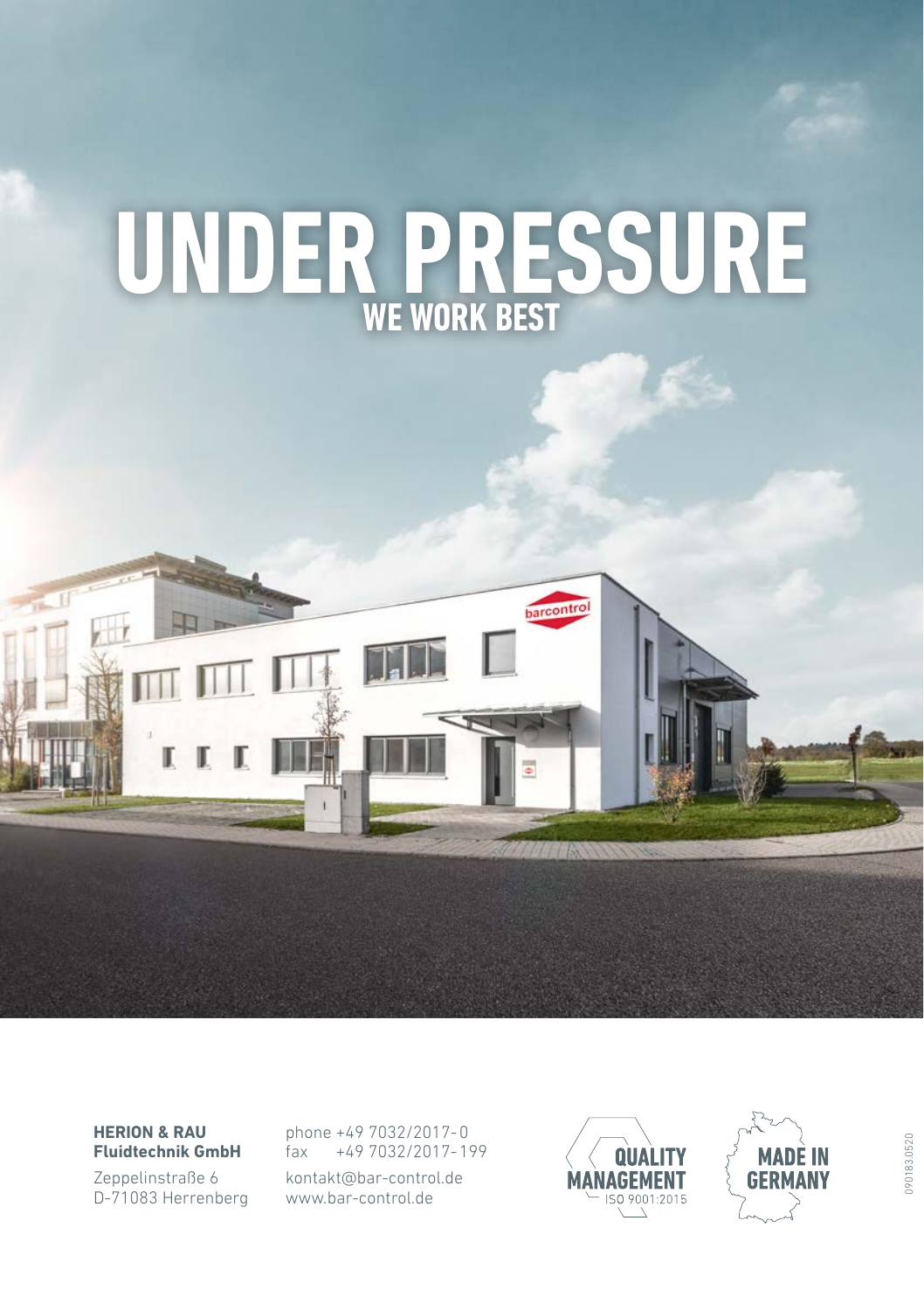# UNDER PRESSURE
## WE WORK BEST

**HERION & RAU**
**Fluidtechnik GmbH**

Zeppelinstraße 6
D-71083 Herrenberg

phone +49 7032/2017-0
fax +49 7032/2017-199

kontakt@bar-control.de
www.bar-control.de

QUALITY MANAGEMENT ISO 9001:2015

MADE IN GERMANY

090183.0520